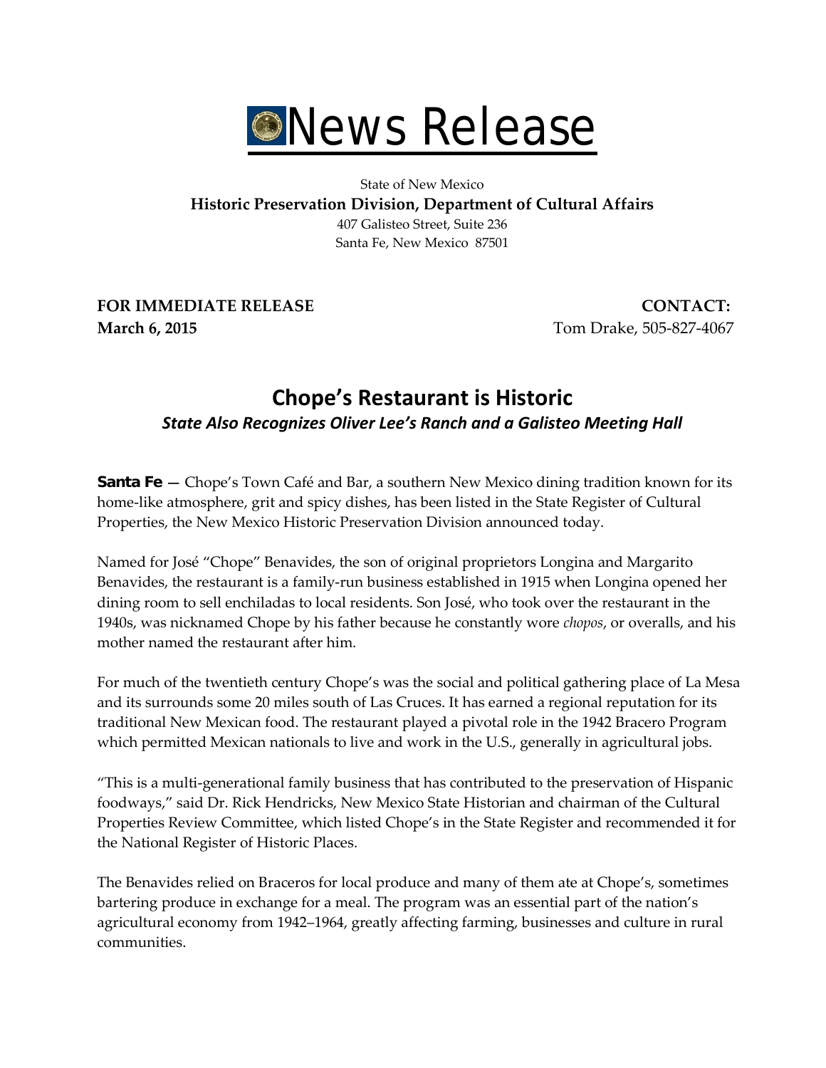# News Release

State of New Mexico
**Historic Preservation Division, Department of Cultural Affairs**
407 Galisteo Street, Suite 236
Santa Fe, New Mexico 87501

**FOR IMMEDIATE RELEASE**
**March 6, 2015**

**CONTACT:**
Tom Drake, 505-827-4067

## Chope's Restaurant is Historic

### *State Also Recognizes Oliver Lee's Ranch and a Galisteo Meeting Hall*

**Santa Fe** — Chope's Town Café and Bar, a southern New Mexico dining tradition known for its home-like atmosphere, grit and spicy dishes, has been listed in the State Register of Cultural Properties, the New Mexico Historic Preservation Division announced today.

Named for José "Chope" Benavides, the son of original proprietors Longina and Margarito Benavides, the restaurant is a family-run business established in 1915 when Longina opened her dining room to sell enchiladas to local residents. Son José, who took over the restaurant in the 1940s, was nicknamed Chope by his father because he constantly wore *chopos*, or overalls, and his mother named the restaurant after him.

For much of the twentieth century Chope's was the social and political gathering place of La Mesa and its surrounds some 20 miles south of Las Cruces. It has earned a regional reputation for its traditional New Mexican food. The restaurant played a pivotal role in the 1942 Bracero Program which permitted Mexican nationals to live and work in the U.S., generally in agricultural jobs.

"This is a multi-generational family business that has contributed to the preservation of Hispanic foodways," said Dr. Rick Hendricks, New Mexico State Historian and chairman of the Cultural Properties Review Committee, which listed Chope's in the State Register and recommended it for the National Register of Historic Places.

The Benavides relied on Braceros for local produce and many of them ate at Chope's, sometimes bartering produce in exchange for a meal. The program was an essential part of the nation's agricultural economy from 1942–1964, greatly affecting farming, businesses and culture in rural communities.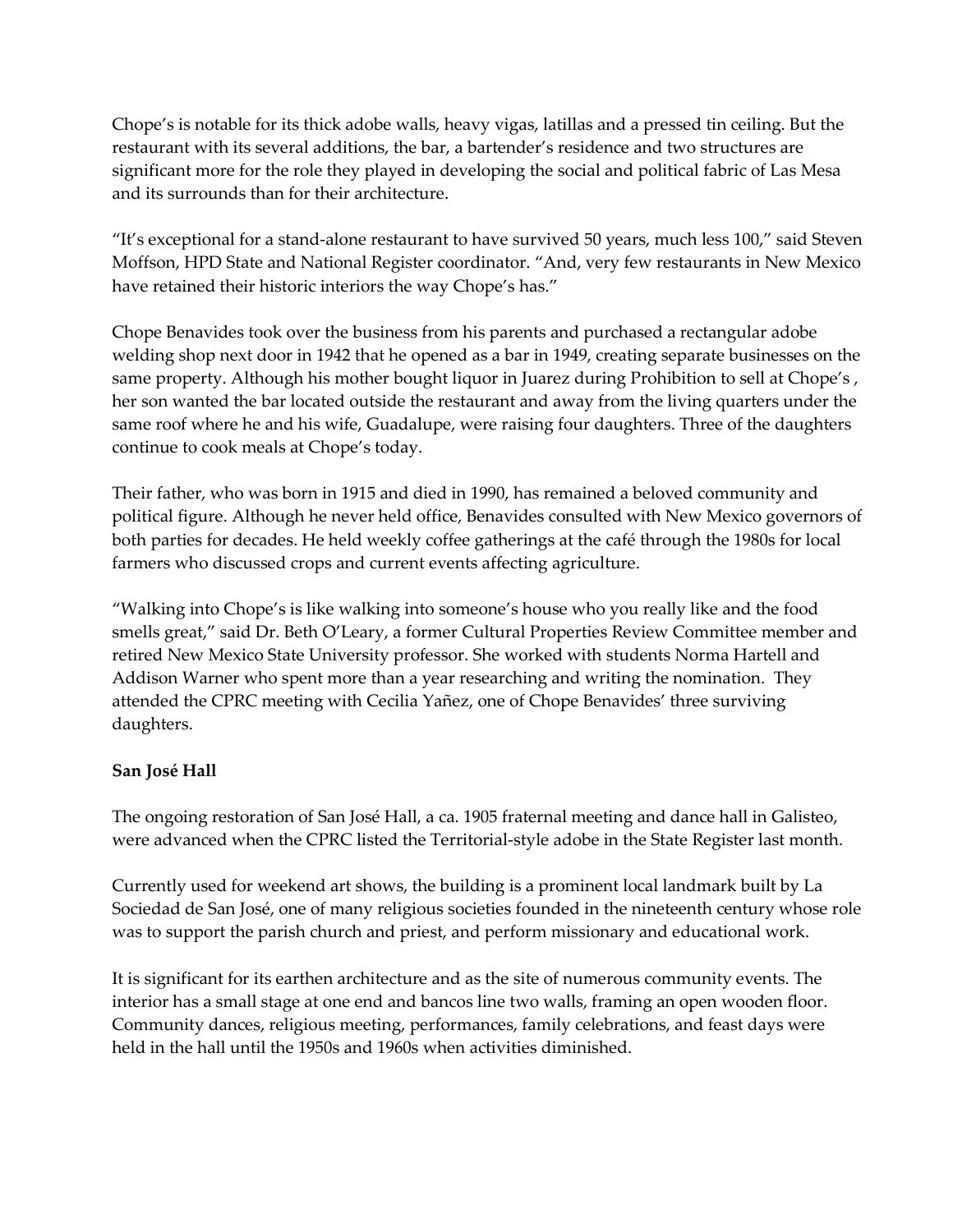Chope's is notable for its thick adobe walls, heavy vigas, latillas and a pressed tin ceiling. But the restaurant with its several additions, the bar, a bartender's residence and two structures are significant more for the role they played in developing the social and political fabric of Las Mesa and its surrounds than for their architecture.

"It's exceptional for a stand-alone restaurant to have survived 50 years, much less 100," said Steven Moffson, HPD State and National Register coordinator. "And, very few restaurants in New Mexico have retained their historic interiors the way Chope's has."

Chope Benavides took over the business from his parents and purchased a rectangular adobe welding shop next door in 1942 that he opened as a bar in 1949, creating separate businesses on the same property. Although his mother bought liquor in Juarez during Prohibition to sell at Chope's , her son wanted the bar located outside the restaurant and away from the living quarters under the same roof where he and his wife, Guadalupe, were raising four daughters. Three of the daughters continue to cook meals at Chope's today.

Their father, who was born in 1915 and died in 1990, has remained a beloved community and political figure. Although he never held office, Benavides consulted with New Mexico governors of both parties for decades. He held weekly coffee gatherings at the café through the 1980s for local farmers who discussed crops and current events affecting agriculture.

"Walking into Chope's is like walking into someone's house who you really like and the food smells great," said Dr. Beth O'Leary, a former Cultural Properties Review Committee member and retired New Mexico State University professor. She worked with students Norma Hartell and Addison Warner who spent more than a year researching and writing the nomination. They attended the CPRC meeting with Cecilia Yañez, one of Chope Benavides' three surviving daughters.

**San José Hall**

The ongoing restoration of San José Hall, a ca. 1905 fraternal meeting and dance hall in Galisteo, were advanced when the CPRC listed the Territorial-style adobe in the State Register last month.

Currently used for weekend art shows, the building is a prominent local landmark built by La Sociedad de San José, one of many religious societies founded in the nineteenth century whose role was to support the parish church and priest, and perform missionary and educational work.

It is significant for its earthen architecture and as the site of numerous community events. The interior has a small stage at one end and bancos line two walls, framing an open wooden floor. Community dances, religious meeting, performances, family celebrations, and feast days were held in the hall until the 1950s and 1960s when activities diminished.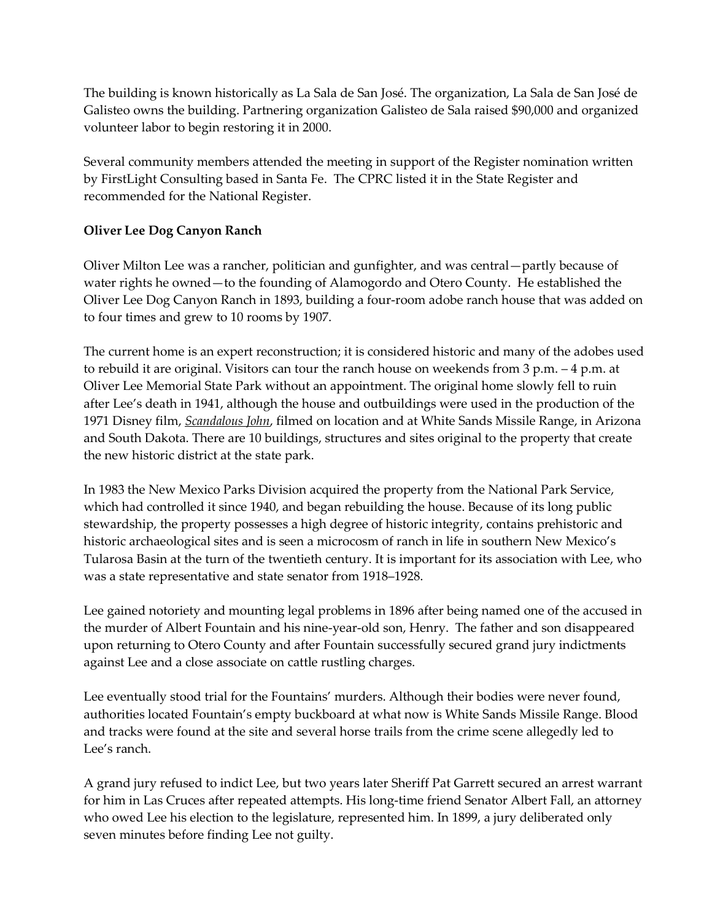The building is known historically as La Sala de San José. The organization, La Sala de San José de Galisteo owns the building. Partnering organization Galisteo de Sala raised $90,000 and organized volunteer labor to begin restoring it in 2000.

Several community members attended the meeting in support of the Register nomination written by FirstLight Consulting based in Santa Fe. The CPRC listed it in the State Register and recommended for the National Register.

**Oliver Lee Dog Canyon Ranch**

Oliver Milton Lee was a rancher, politician and gunfighter, and was central—partly because of water rights he owned—to the founding of Alamogordo and Otero County. He established the Oliver Lee Dog Canyon Ranch in 1893, building a four-room adobe ranch house that was added on to four times and grew to 10 rooms by 1907.

The current home is an expert reconstruction; it is considered historic and many of the adobes used to rebuild it are original. Visitors can tour the ranch house on weekends from 3 p.m. – 4 p.m. at Oliver Lee Memorial State Park without an appointment. The original home slowly fell to ruin after Lee's death in 1941, although the house and outbuildings were used in the production of the 1971 Disney film, *Scandalous John*, filmed on location and at White Sands Missile Range, in Arizona and South Dakota. There are 10 buildings, structures and sites original to the property that create the new historic district at the state park.

In 1983 the New Mexico Parks Division acquired the property from the National Park Service, which had controlled it since 1940, and began rebuilding the house. Because of its long public stewardship, the property possesses a high degree of historic integrity, contains prehistoric and historic archaeological sites and is seen a microcosm of ranch in life in southern New Mexico's Tularosa Basin at the turn of the twentieth century. It is important for its association with Lee, who was a state representative and state senator from 1918–1928.

Lee gained notoriety and mounting legal problems in 1896 after being named one of the accused in the murder of Albert Fountain and his nine-year-old son, Henry. The father and son disappeared upon returning to Otero County and after Fountain successfully secured grand jury indictments against Lee and a close associate on cattle rustling charges.

Lee eventually stood trial for the Fountains' murders. Although their bodies were never found, authorities located Fountain's empty buckboard at what now is White Sands Missile Range. Blood and tracks were found at the site and several horse trails from the crime scene allegedly led to Lee's ranch.

A grand jury refused to indict Lee, but two years later Sheriff Pat Garrett secured an arrest warrant for him in Las Cruces after repeated attempts. His long-time friend Senator Albert Fall, an attorney who owed Lee his election to the legislature, represented him. In 1899, a jury deliberated only seven minutes before finding Lee not guilty.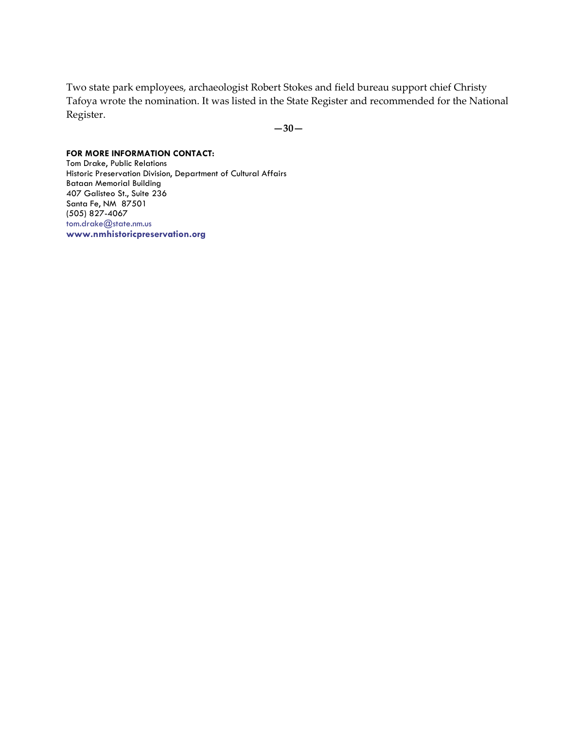Two state park employees, archaeologist Robert Stokes and field bureau support chief Christy Tafoya wrote the nomination. It was listed in the State Register and recommended for the National Register.

—30—

**FOR MORE INFORMATION CONTACT:**
Tom Drake, Public Relations
Historic Preservation Division, Department of Cultural Affairs
Bataan Memorial Building
407 Galisteo St., Suite 236
Santa Fe, NM 87501
(505) 827-4067
tom.drake@state.nm.us
**www.nmhistoricpreservation.org**